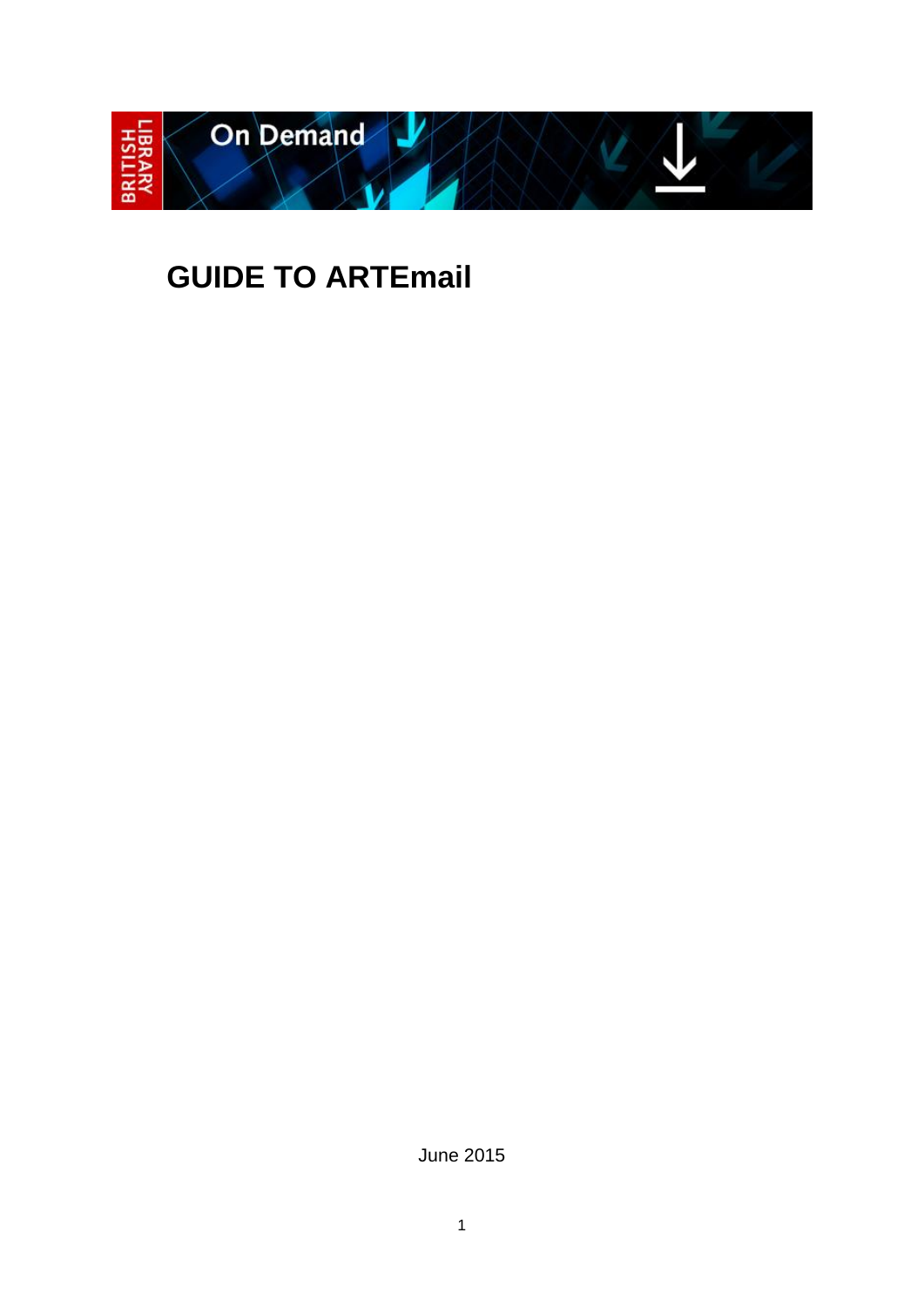# GUIDE TO ARTEmail

June 2015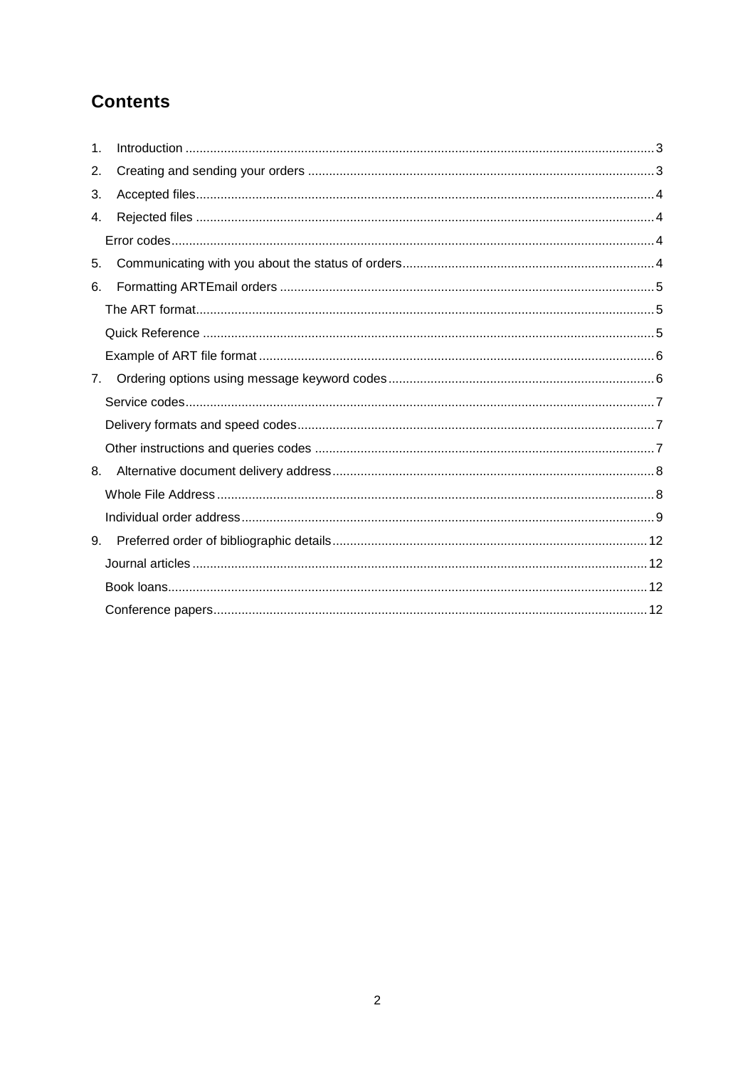# Contents

1. Introduction ............................................................................................................................ 3
2. Creating and sending your orders ............................................................................................ 3
3. Accepted files............................................................................................................................ 4
4. Rejected files ............................................................................................................................ 4
   - Error codes............................................................................................................................ 4
5. Communicating with you about the status of orders.................................................................. 4
6. Formatting ARTEmail orders .................................................................................................... 5
   - The ART format...................................................................................................................... 5
   - Quick Reference .................................................................................................................... 5
   - Example of ART file format ..................................................................................................... 6
7. Ordering options using message keyword codes ...................................................................... 6
   - Service codes......................................................................................................................... 7
   - Delivery formats and speed codes.......................................................................................... 7
   - Other instructions and queries codes ..................................................................................... 7
8. Alternative document delivery address...................................................................................... 8
   - Whole File Address ................................................................................................................ 8
   - Individual order address......................................................................................................... 9
9. Preferred order of bibliographic details.................................................................................... 12
   - Journal articles ..................................................................................................................... 12
   - Book loans............................................................................................................................ 12
   - Conference papers................................................................................................................ 12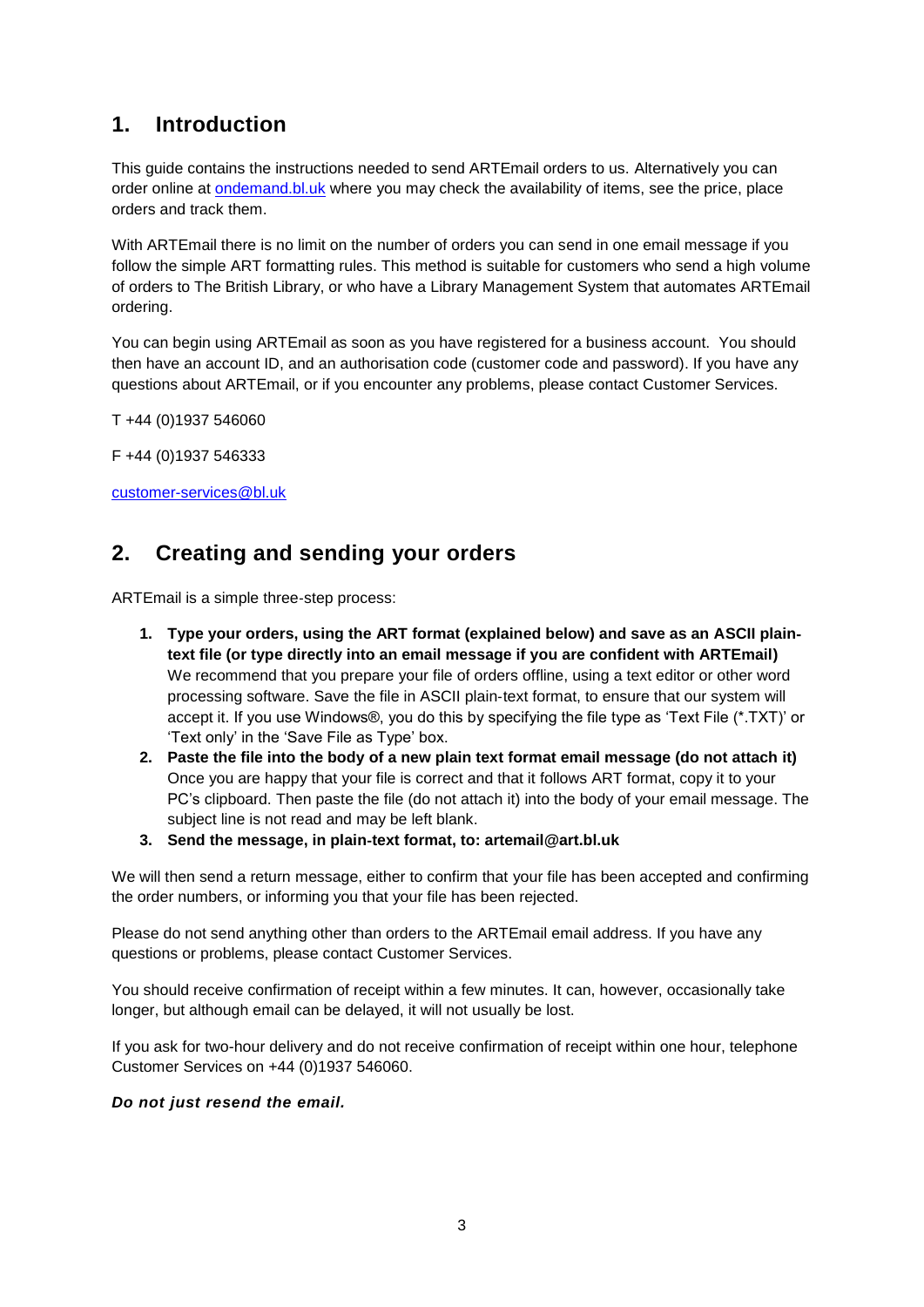## 1. Introduction

This guide contains the instructions needed to send ARTEmail orders to us. Alternatively you can order online at [ondemand.bl.uk](ondemand.bl.uk) where you may check the availability of items, see the price, place orders and track them.

With ARTEmail there is no limit on the number of orders you can send in one email message if you follow the simple ART formatting rules. This method is suitable for customers who send a high volume of orders to The British Library, or who have a Library Management System that automates ARTEmail ordering.

You can begin using ARTEmail as soon as you have registered for a business account. You should then have an account ID, and an authorisation code (customer code and password). If you have any questions about ARTEmail, or if you encounter any problems, please contact Customer Services.

T +44 (0)1937 546060

F +44 (0)1937 546333

customer-services@bl.uk

## 2. Creating and sending your orders

ARTEmail is a simple three-step process:

1. **Type your orders, using the ART format (explained below) and save as an ASCII plain-text file (or type directly into an email message if you are confident with ARTEmail)**
   We recommend that you prepare your file of orders offline, using a text editor or other word processing software. Save the file in ASCII plain-text format, to ensure that our system will accept it. If you use Windows®, you do this by specifying the file type as 'Text File (*.TXT)' or 'Text only' in the 'Save File as Type' box.
2. **Paste the file into the body of a new plain text format email message (do not attach it)**
   Once you are happy that your file is correct and that it follows ART format, copy it to your PC's clipboard. Then paste the file (do not attach it) into the body of your email message. The subject line is not read and may be left blank.
3. **Send the message, in plain-text format, to: artemail@art.bl.uk**

We will then send a return message, either to confirm that your file has been accepted and confirming the order numbers, or informing you that your file has been rejected.

Please do not send anything other than orders to the ARTEmail email address. If you have any questions or problems, please contact Customer Services.

You should receive confirmation of receipt within a few minutes. It can, however, occasionally take longer, but although email can be delayed, it will not usually be lost.

If you ask for two-hour delivery and do not receive confirmation of receipt within one hour, telephone Customer Services on +44 (0)1937 546060.

***Do not just resend the email.***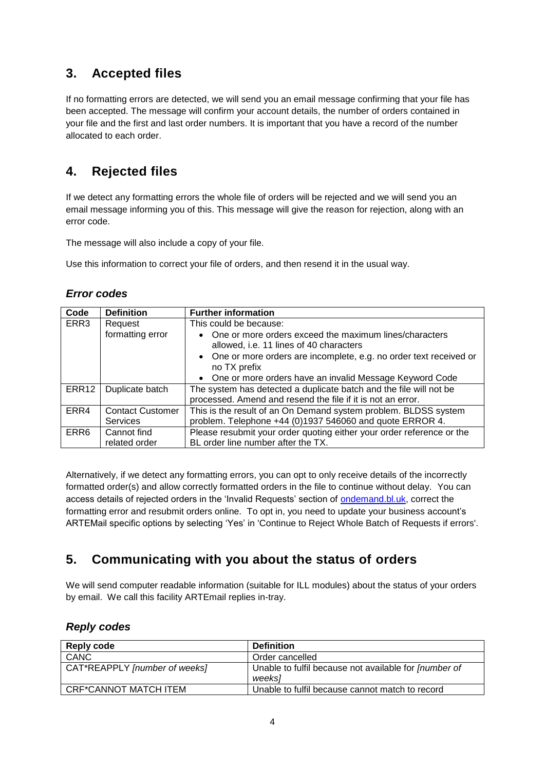## 3. Accepted files

If no formatting errors are detected, we will send you an email message confirming that your file has been accepted. The message will confirm your account details, the number of orders contained in your file and the first and last order numbers. It is important that you have a record of the number allocated to each order.

## 4. Rejected files

If we detect any formatting errors the whole file of orders will be rejected and we will send you an email message informing you of this. This message will give the reason for rejection, along with an error code.

The message will also include a copy of your file.

Use this information to correct your file of orders, and then resend it in the usual way.

### *Error codes*

| Code | Definition | Further information |
|---|---|---|
| ERR3 | Request formatting error | This could be because:<br>• One or more orders exceed the maximum lines/characters allowed, i.e. 11 lines of 40 characters<br>• One or more orders are incomplete, e.g. no order text received or no TX prefix<br>• One or more orders have an invalid Message Keyword Code |
| ERR12 | Duplicate batch | The system has detected a duplicate batch and the file will not be processed. Amend and resend the file if it is not an error. |
| ERR4 | Contact Customer Services | This is the result of an On Demand system problem. BLDSS system problem. Telephone +44 (0)1937 546060 and quote ERROR 4. |
| ERR6 | Cannot find related order | Please resubmit your order quoting either your order reference or the BL order line number after the TX. |

Alternatively, if we detect any formatting errors, you can opt to only receive details of the incorrectly formatted order(s) and allow correctly formatted orders in the file to continue without delay. You can access details of rejected orders in the 'Invalid Requests' section of ondemand.bl.uk, correct the formatting error and resubmit orders online. To opt in, you need to update your business account's ARTEMail specific options by selecting 'Yes' in 'Continue to Reject Whole Batch of Requests if errors'.

## 5. Communicating with you about the status of orders

We will send computer readable information (suitable for ILL modules) about the status of your orders by email. We call this facility ARTEmail replies in-tray.

### *Reply codes*

| Reply code | Definition |
|---|---|
| CANC | Order cancelled |
| CAT*REAPPLY *[number of weeks]* | Unable to fulfil because not available for *[number of weeks]* |
| CRF*CANNOT MATCH ITEM | Unable to fulfil because cannot match to record |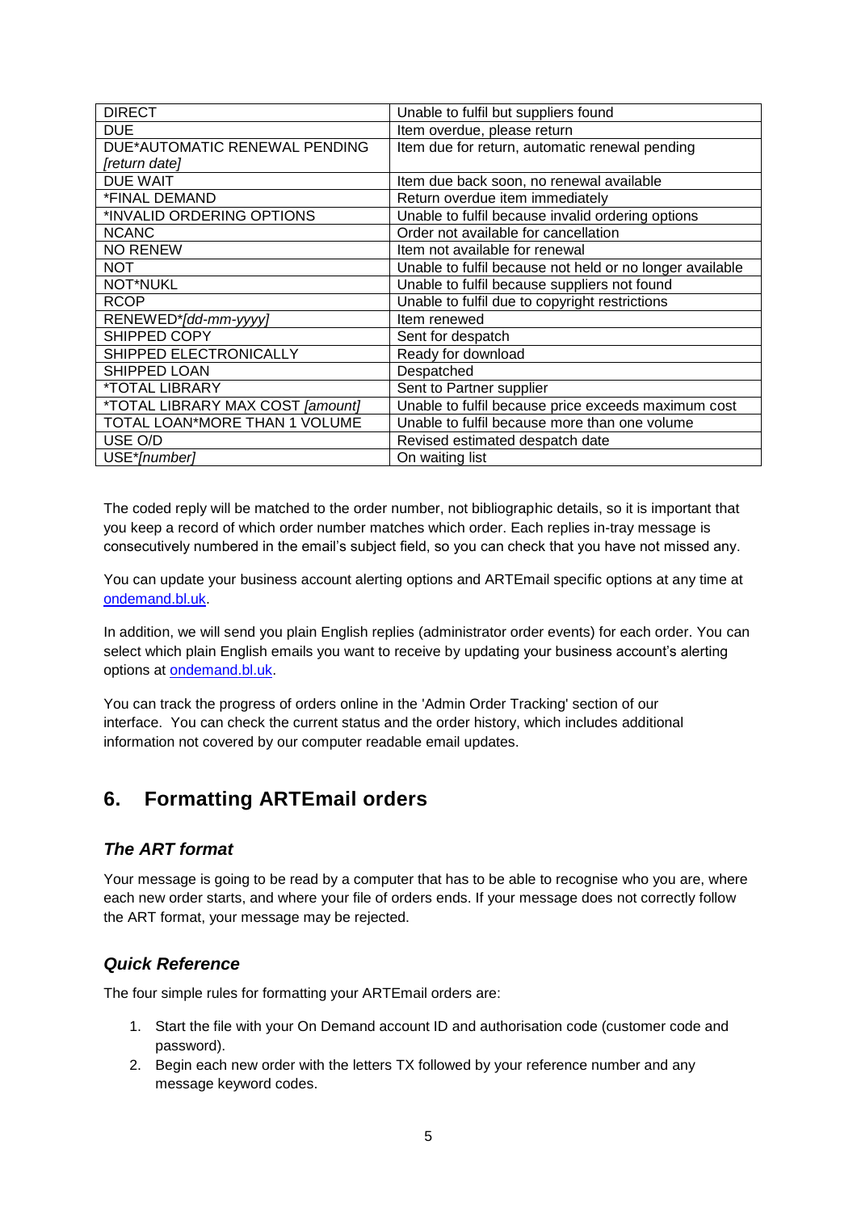| | |
|---|---|
| DIRECT | Unable to fulfil but suppliers found |
| DUE | Item overdue, please return |
| DUE*AUTOMATIC RENEWAL PENDING *[return date]* | Item due for return, automatic renewal pending |
| DUE WAIT | Item due back soon, no renewal available |
| *FINAL DEMAND | Return overdue item immediately |
| *INVALID ORDERING OPTIONS | Unable to fulfil because invalid ordering options |
| NCANC | Order not available for cancellation |
| NO RENEW | Item not available for renewal |
| NOT | Unable to fulfil because not held or no longer available |
| NOT*NUKL | Unable to fulfil because suppliers not found |
| RCOP | Unable to fulfil due to copyright restrictions |
| RENEWED**[dd-mm-yyyy]* | Item renewed |
| SHIPPED COPY | Sent for despatch |
| SHIPPED ELECTRONICALLY | Ready for download |
| SHIPPED LOAN | Despatched |
| *TOTAL LIBRARY | Sent to Partner supplier |
| *TOTAL LIBRARY MAX COST *[amount]* | Unable to fulfil because price exceeds maximum cost |
| TOTAL LOAN*MORE THAN 1 VOLUME | Unable to fulfil because more than one volume |
| USE O/D | Revised estimated despatch date |
| USE**[number]* | On waiting list |

The coded reply will be matched to the order number, not bibliographic details, so it is important that you keep a record of which order number matches which order. Each replies in-tray message is consecutively numbered in the email's subject field, so you can check that you have not missed any.

You can update your business account alerting options and ARTEmail specific options at any time at ondemand.bl.uk.

In addition, we will send you plain English replies (administrator order events) for each order. You can select which plain English emails you want to receive by updating your business account's alerting options at ondemand.bl.uk.

You can track the progress of orders online in the 'Admin Order Tracking' section of our interface. You can check the current status and the order history, which includes additional information not covered by our computer readable email updates.

## 6. Formatting ARTEmail orders

### *The ART format*

Your message is going to be read by a computer that has to be able to recognise who you are, where each new order starts, and where your file of orders ends. If your message does not correctly follow the ART format, your message may be rejected.

### *Quick Reference*

The four simple rules for formatting your ARTEmail orders are:

1. Start the file with your On Demand account ID and authorisation code (customer code and password).
2. Begin each new order with the letters TX followed by your reference number and any message keyword codes.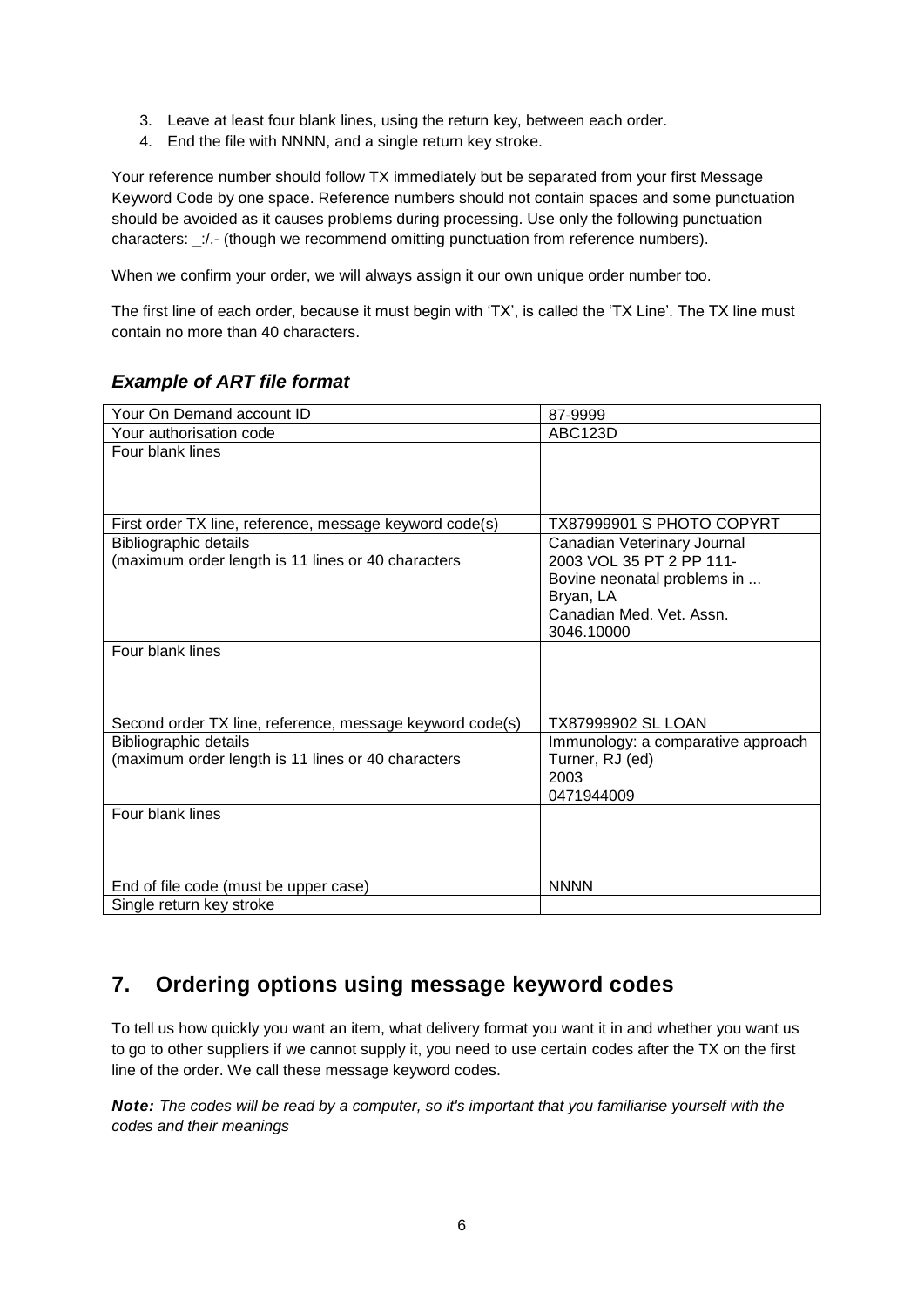3. Leave at least four blank lines, using the return key, between each order.
4. End the file with NNNN, and a single return key stroke.

Your reference number should follow TX immediately but be separated from your first Message Keyword Code by one space. Reference numbers should not contain spaces and some punctuation should be avoided as it causes problems during processing. Use only the following punctuation characters: _:/.- (though we recommend omitting punctuation from reference numbers).

When we confirm your order, we will always assign it our own unique order number too.

The first line of each order, because it must begin with 'TX', is called the 'TX Line'. The TX line must contain no more than 40 characters.

### *Example of ART file format*

| | |
|---|---|
| Your On Demand account ID | 87-9999 |
| Your authorisation code | ABC123D |
| Four blank lines | |
| First order TX line, reference, message keyword code(s) | TX87999901 S PHOTO COPYRT |
| Bibliographic details<br>(maximum order length is 11 lines or 40 characters | Canadian Veterinary Journal<br>2003 VOL 35 PT 2 PP 111-<br>Bovine neonatal problems in ...<br>Bryan, LA<br>Canadian Med. Vet. Assn.<br>3046.10000 |
| Four blank lines | |
| Second order TX line, reference, message keyword code(s) | TX87999902 SL LOAN |
| Bibliographic details<br>(maximum order length is 11 lines or 40 characters | Immunology: a comparative approach<br>Turner, RJ (ed)<br>2003<br>0471944009 |
| Four blank lines | |
| End of file code (must be upper case) | NNNN |
| Single return key stroke | |

## 7. Ordering options using message keyword codes

To tell us how quickly you want an item, what delivery format you want it in and whether you want us to go to other suppliers if we cannot supply it, you need to use certain codes after the TX on the first line of the order. We call these message keyword codes.

***Note:*** *The codes will be read by a computer, so it's important that you familiarise yourself with the codes and their meanings*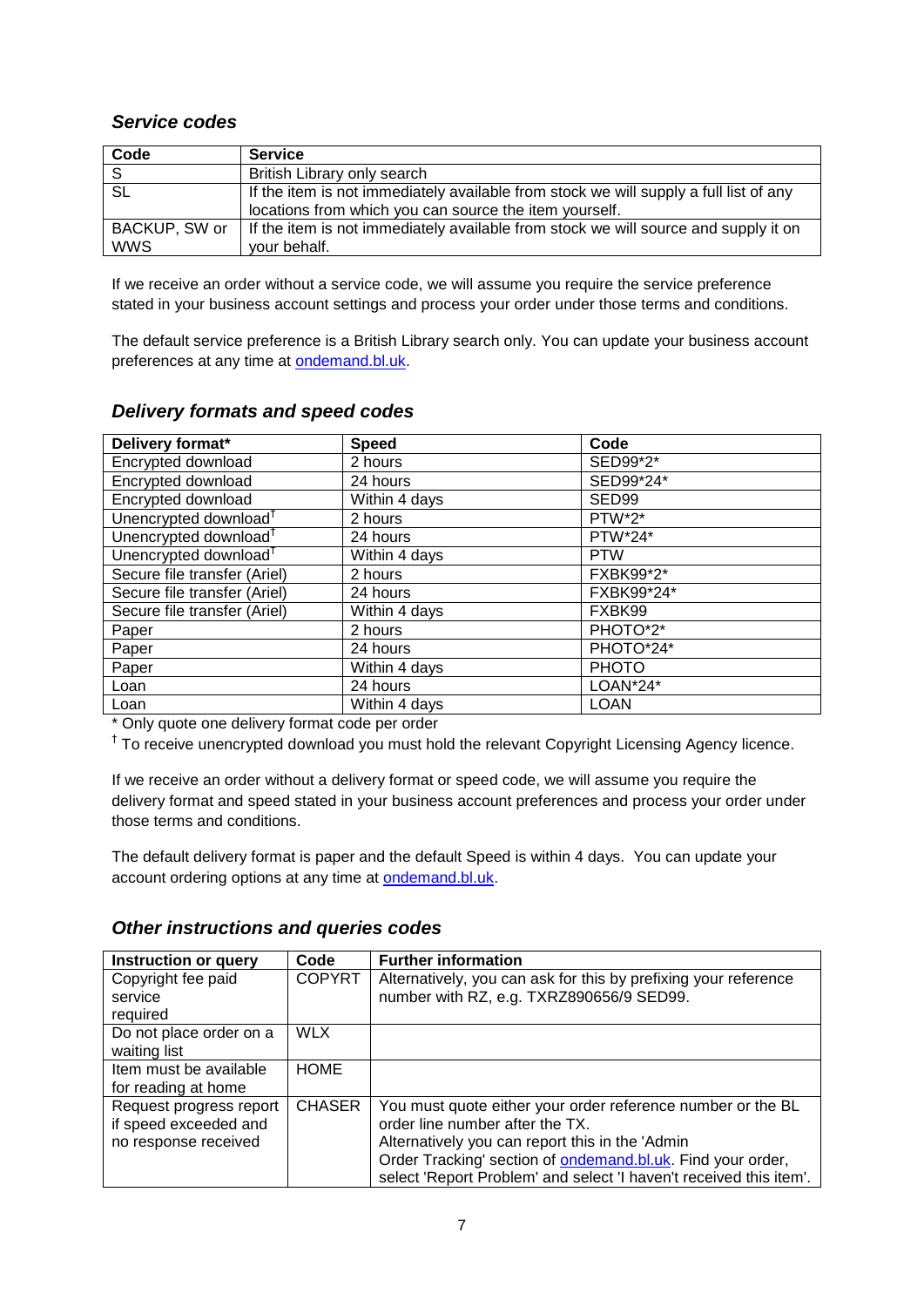### *Service codes*

| Code | Service |
| --- | --- |
| S | British Library only search |
| SL | If the item is not immediately available from stock we will supply a full list of any locations from which you can source the item yourself. |
| BACKUP, SW or WWS | If the item is not immediately available from stock we will source and supply it on your behalf. |

If we receive an order without a service code, we will assume you require the service preference stated in your business account settings and process your order under those terms and conditions.

The default service preference is a British Library search only. You can update your business account preferences at any time at ondemand.bl.uk.

### *Delivery formats and speed codes*

| Delivery format* | Speed | Code |
| --- | --- | --- |
| Encrypted download | 2 hours | SED99*2* |
| Encrypted download | 24 hours | SED99*24* |
| Encrypted download | Within 4 days | SED99 |
| Unencrypted download† | 2 hours | PTW*2* |
| Unencrypted download† | 24 hours | PTW*24* |
| Unencrypted download† | Within 4 days | PTW |
| Secure file transfer (Ariel) | 2 hours | FXBK99*2* |
| Secure file transfer (Ariel) | 24 hours | FXBK99*24* |
| Secure file transfer (Ariel) | Within 4 days | FXBK99 |
| Paper | 2 hours | PHOTO*2* |
| Paper | 24 hours | PHOTO*24* |
| Paper | Within 4 days | PHOTO |
| Loan | 24 hours | LOAN*24* |
| Loan | Within 4 days | LOAN |

\* Only quote one delivery format code per order

† To receive unencrypted download you must hold the relevant Copyright Licensing Agency licence.

If we receive an order without a delivery format or speed code, we will assume you require the delivery format and speed stated in your business account preferences and process your order under those terms and conditions.

The default delivery format is paper and the default Speed is within 4 days. You can update your account ordering options at any time at ondemand.bl.uk.

### *Other instructions and queries codes*

| Instruction or query | Code | Further information |
| --- | --- | --- |
| Copyright fee paid service required | COPYRT | Alternatively, you can ask for this by prefixing your reference number with RZ, e.g. TXRZ890656/9 SED99. |
| Do not place order on a waiting list | WLX | |
| Item must be available for reading at home | HOME | |
| Request progress report if speed exceeded and no response received | CHASER | You must quote either your order reference number or the BL order line number after the TX. Alternatively you can report this in the 'Admin Order Tracking' section of ondemand.bl.uk. Find your order, select 'Report Problem' and select 'I haven't received this item'. |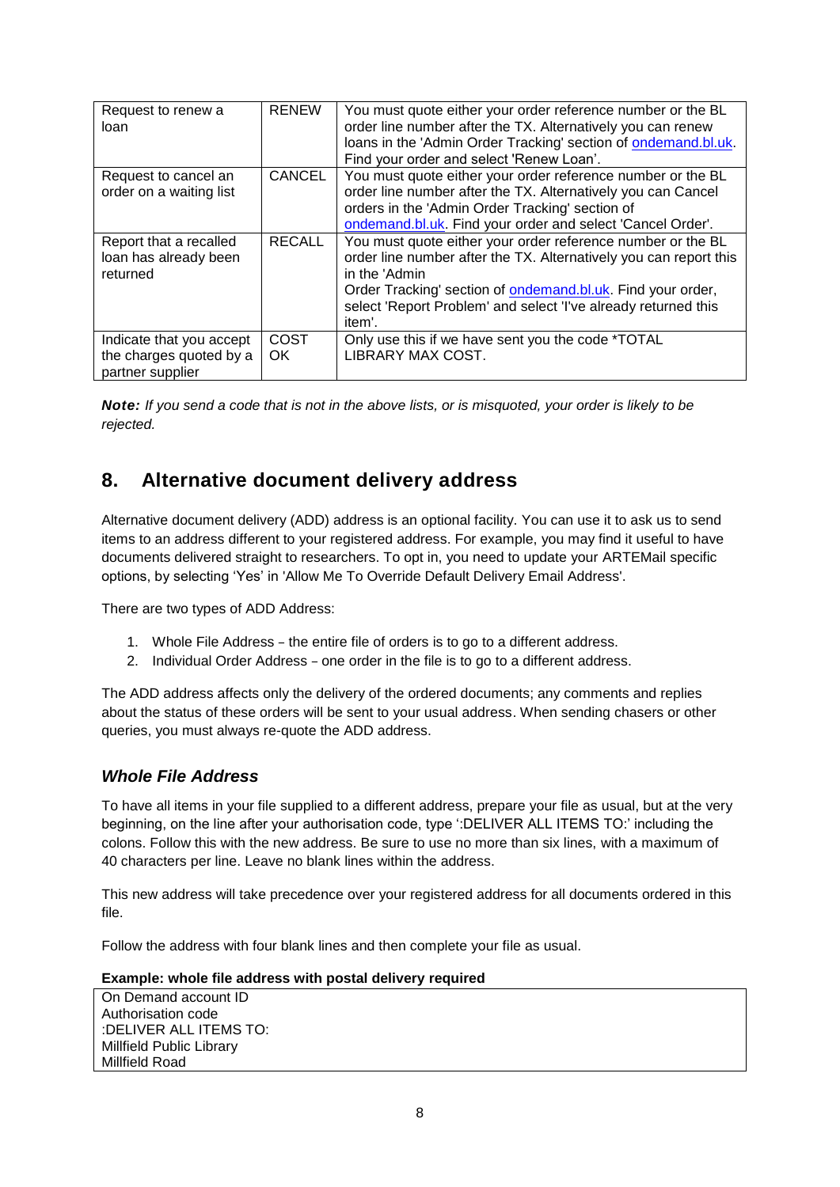| | | |
|---|---|---|
| Request to renew a loan | RENEW | You must quote either your order reference number or the BL order line number after the TX. Alternatively you can renew loans in the 'Admin Order Tracking' section of [ondemand.bl.uk](ondemand.bl.uk). Find your order and select 'Renew Loan'. |
| Request to cancel an order on a waiting list | CANCEL | You must quote either your order reference number or the BL order line number after the TX. Alternatively you can Cancel orders in the 'Admin Order Tracking' section of [ondemand.bl.uk](ondemand.bl.uk). Find your order and select 'Cancel Order'. |
| Report that a recalled loan has already been returned | RECALL | You must quote either your order reference number or the BL order line number after the TX. Alternatively you can report this in the 'Admin Order Tracking' section of [ondemand.bl.uk](ondemand.bl.uk). Find your order, select 'Report Problem' and select 'I've already returned this item'. |
| Indicate that you accept the charges quoted by a partner supplier | COST OK | Only use this if we have sent you the code *TOTAL LIBRARY MAX COST. |

***Note:*** *If you send a code that is not in the above lists, or is misquoted, your order is likely to be rejected.*

## 8. Alternative document delivery address

Alternative document delivery (ADD) address is an optional facility. You can use it to ask us to send items to an address different to your registered address. For example, you may find it useful to have documents delivered straight to researchers. To opt in, you need to update your ARTEMail specific options, by selecting 'Yes' in 'Allow Me To Override Default Delivery Email Address'.

There are two types of ADD Address:

1. Whole File Address – the entire file of orders is to go to a different address.
2. Individual Order Address – one order in the file is to go to a different address.

The ADD address affects only the delivery of the ordered documents; any comments and replies about the status of these orders will be sent to your usual address. When sending chasers or other queries, you must always re-quote the ADD address.

### *Whole File Address*

To have all items in your file supplied to a different address, prepare your file as usual, but at the very beginning, on the line after your authorisation code, type ':DELIVER ALL ITEMS TO:' including the colons. Follow this with the new address. Be sure to use no more than six lines, with a maximum of 40 characters per line. Leave no blank lines within the address.

This new address will take precedence over your registered address for all documents ordered in this file.

Follow the address with four blank lines and then complete your file as usual.

**Example: whole file address with postal delivery required**

```
On Demand account ID
Authorisation code
:DELIVER ALL ITEMS TO:
Millfield Public Library
Millfield Road
```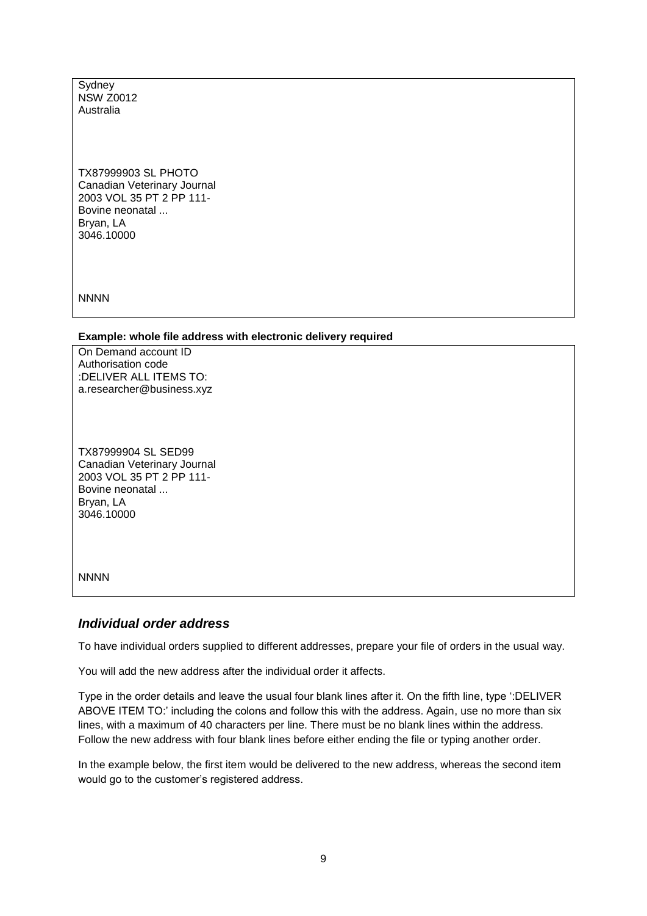```
Sydney
NSW Z0012
Australia




TX87999903 SL PHOTO
Canadian Veterinary Journal
2003 VOL 35 PT 2 PP 111-
Bovine neonatal ...
Bryan, LA
3046.10000




NNNN
```

**Example: whole file address with electronic delivery required**

```
On Demand account ID
Authorisation code
:DELIVER ALL ITEMS TO:
a.researcher@business.xyz




TX87999904 SL SED99
Canadian Veterinary Journal
2003 VOL 35 PT 2 PP 111-
Bovine neonatal ...
Bryan, LA
3046.10000




NNNN
```

### *Individual order address*

To have individual orders supplied to different addresses, prepare your file of orders in the usual way.

You will add the new address after the individual order it affects.

Type in the order details and leave the usual four blank lines after it. On the fifth line, type ':DELIVER ABOVE ITEM TO:' including the colons and follow this with the address. Again, use no more than six lines, with a maximum of 40 characters per line. There must be no blank lines within the address. Follow the new address with four blank lines before either ending the file or typing another order.

In the example below, the first item would be delivered to the new address, whereas the second item would go to the customer's registered address.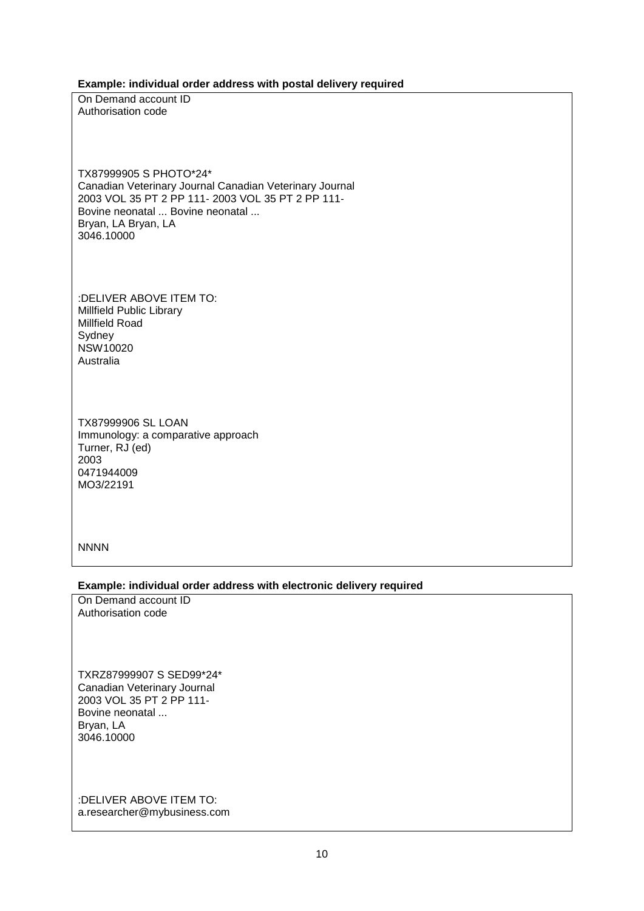**Example: individual order address with postal delivery required**

```
On Demand account ID
Authorisation code



TX87999905 S PHOTO*24*
Canadian Veterinary Journal Canadian Veterinary Journal
2003 VOL 35 PT 2 PP 111- 2003 VOL 35 PT 2 PP 111-
Bovine neonatal ... Bovine neonatal ...
Bryan, LA Bryan, LA
3046.10000



:DELIVER ABOVE ITEM TO:
Millfield Public Library
Millfield Road
Sydney
NSW10020
Australia



TX87999906 SL LOAN
Immunology: a comparative approach
Turner, RJ (ed)
2003
0471944009
MO3/22191



NNNN
```

**Example: individual order address with electronic delivery required**

```
On Demand account ID
Authorisation code



TXRZ87999907 S SED99*24*
Canadian Veterinary Journal
2003 VOL 35 PT 2 PP 111-
Bovine neonatal ...
Bryan, LA
3046.10000



:DELIVER ABOVE ITEM TO:
a.researcher@mybusiness.com
```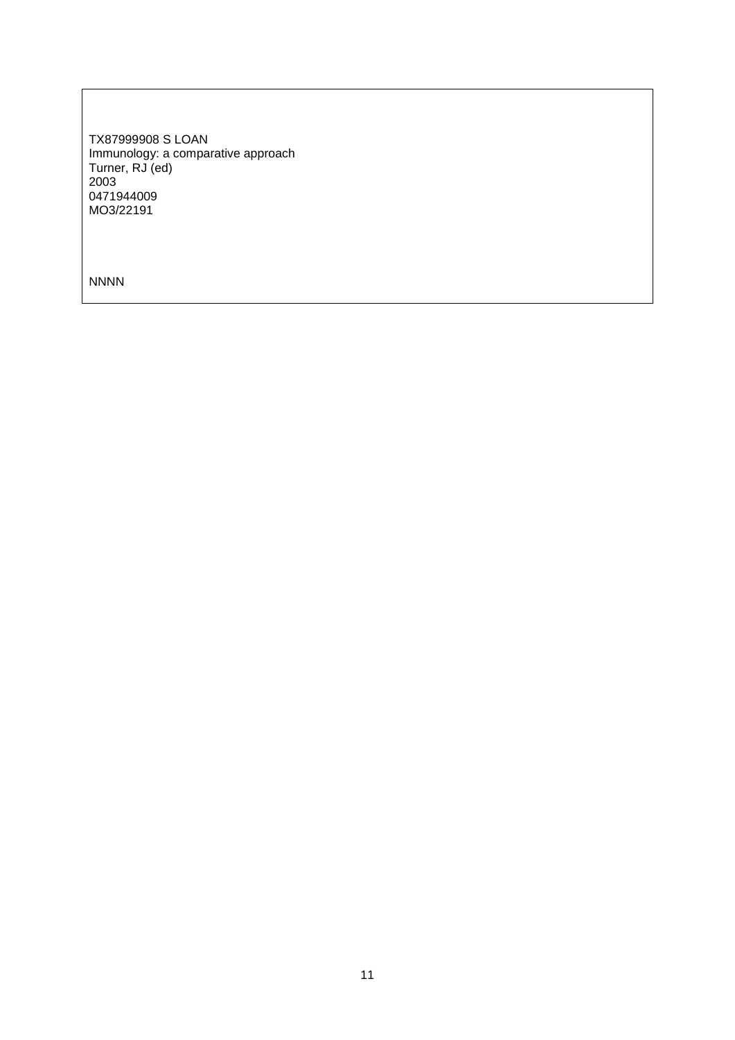TX87999908 S LOAN
Immunology: a comparative approach
Turner, RJ (ed)
2003
0471944009
MO3/22191

NNNN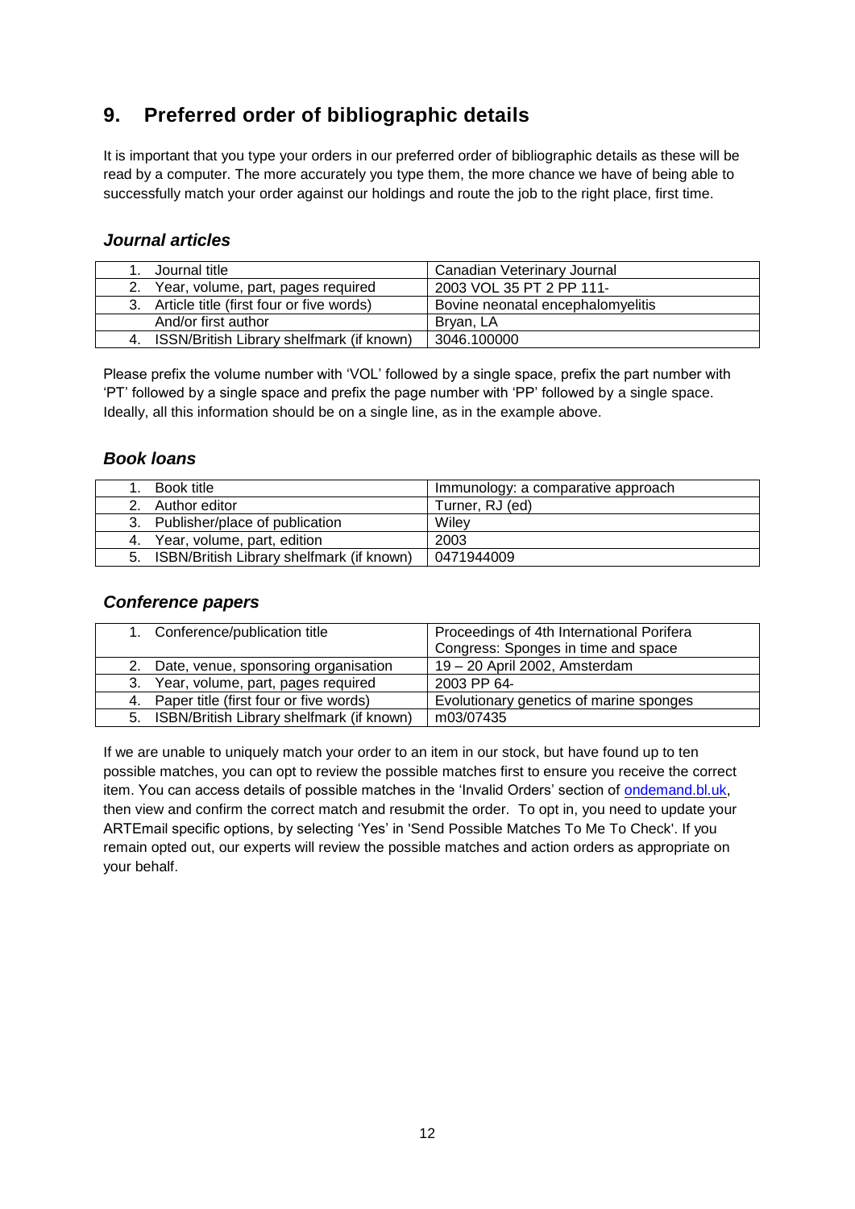## 9. Preferred order of bibliographic details

It is important that you type your orders in our preferred order of bibliographic details as these will be read by a computer. The more accurately you type them, the more chance we have of being able to successfully match your order against our holdings and route the job to the right place, first time.

### *Journal articles*

| | |
|---|---|
| 1. Journal title | Canadian Veterinary Journal |
| 2. Year, volume, part, pages required | 2003 VOL 35 PT 2 PP 111- |
| 3. Article title (first four or five words) | Bovine neonatal encephalomyelitis |
| And/or first author | Bryan, LA |
| 4. ISSN/British Library shelfmark (if known) | 3046.100000 |

Please prefix the volume number with 'VOL' followed by a single space, prefix the part number with 'PT' followed by a single space and prefix the page number with 'PP' followed by a single space. Ideally, all this information should be on a single line, as in the example above.

### *Book loans*

| | |
|---|---|
| 1. Book title | Immunology: a comparative approach |
| 2. Author editor | Turner, RJ (ed) |
| 3. Publisher/place of publication | Wiley |
| 4. Year, volume, part, edition | 2003 |
| 5. ISBN/British Library shelfmark (if known) | 0471944009 |

### *Conference papers*

| | |
|---|---|
| 1. Conference/publication title | Proceedings of 4th International Porifera Congress: Sponges in time and space |
| 2. Date, venue, sponsoring organisation | 19 – 20 April 2002, Amsterdam |
| 3. Year, volume, part, pages required | 2003 PP 64- |
| 4. Paper title (first four or five words) | Evolutionary genetics of marine sponges |
| 5. ISBN/British Library shelfmark (if known) | m03/07435 |

If we are unable to uniquely match your order to an item in our stock, but have found up to ten possible matches, you can opt to review the possible matches first to ensure you receive the correct item. You can access details of possible matches in the 'Invalid Orders' section of ondemand.bl.uk, then view and confirm the correct match and resubmit the order. To opt in, you need to update your ARTEmail specific options, by selecting 'Yes' in 'Send Possible Matches To Me To Check'. If you remain opted out, our experts will review the possible matches and action orders as appropriate on your behalf.